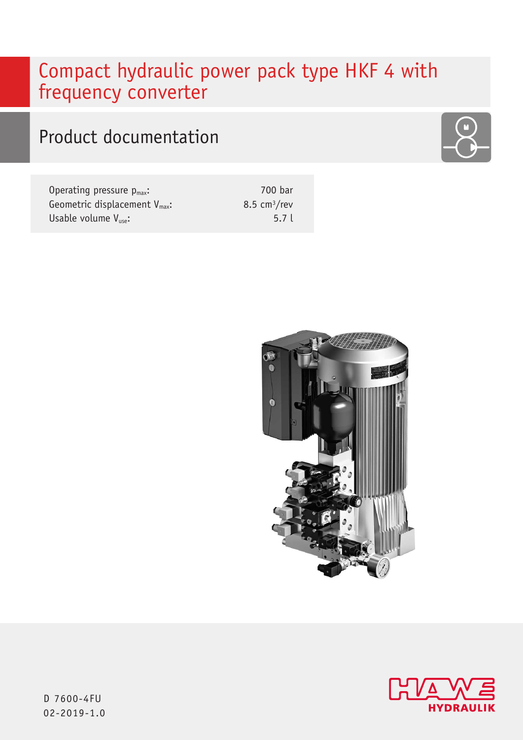# Compact hydraulic power pack type HKF 4 with frequency converter

## Product documentation

| | |
|---|---|
| Operating pressure $p_{max}$: | 700 bar |
| Geometric displacement $V_{max}$: | 8.5 $cm^3$/rev |
| Usable volume $V_{use}$: | 5.7 l |

D 7600-4FU
02-2019-1.0

HAWE HYDRAULIK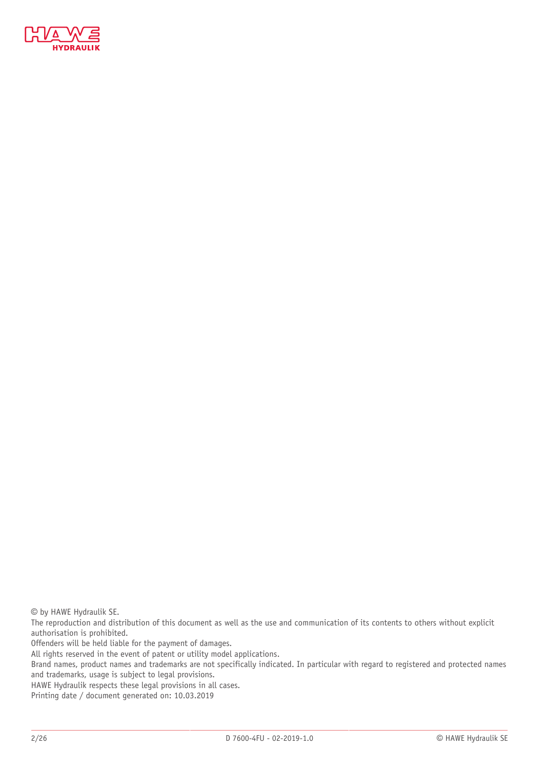© by HAWE Hydraulik SE.
The reproduction and distribution of this document as well as the use and communication of its contents to others without explicit authorisation is prohibited.
Offenders will be held liable for the payment of damages.
All rights reserved in the event of patent or utility model applications.
Brand names, product names and trademarks are not specifically indicated. In particular with regard to registered and protected names and trademarks, usage is subject to legal provisions.
HAWE Hydraulik respects these legal provisions in all cases.
Printing date / document generated on: 10.03.2019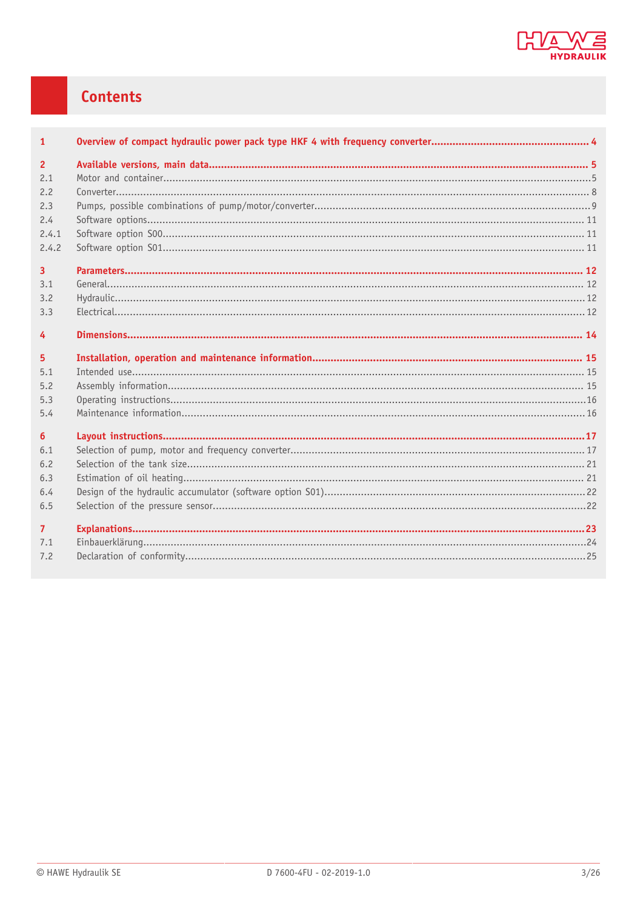# Contents

| | | |
|---|---|---|
| **1** | **Overview of compact hydraulic power pack type HKF 4 with frequency converter** | **4** |
| **2** | **Available versions, main data** | **5** |
| 2.1 | Motor and container | 5 |
| 2.2 | Converter | 8 |
| 2.3 | Pumps, possible combinations of pump/motor/converter | 9 |
| 2.4 | Software options | 11 |
| 2.4.1 | Software option S00 | 11 |
| 2.4.2 | Software option S01 | 11 |
| **3** | **Parameters** | **12** |
| 3.1 | General | 12 |
| 3.2 | Hydraulic | 12 |
| 3.3 | Electrical | 12 |
| **4** | **Dimensions** | **14** |
| **5** | **Installation, operation and maintenance information** | **15** |
| 5.1 | Intended use | 15 |
| 5.2 | Assembly information | 15 |
| 5.3 | Operating instructions | 16 |
| 5.4 | Maintenance information | 16 |
| **6** | **Layout instructions** | **17** |
| 6.1 | Selection of pump, motor and frequency converter | 17 |
| 6.2 | Selection of the tank size | 21 |
| 6.3 | Estimation of oil heating | 21 |
| 6.4 | Design of the hydraulic accumulator (software option S01) | 22 |
| 6.5 | Selection of the pressure sensor | 22 |
| **7** | **Explanations** | **23** |
| 7.1 | Einbauerklärung | 24 |
| 7.2 | Declaration of conformity | 25 |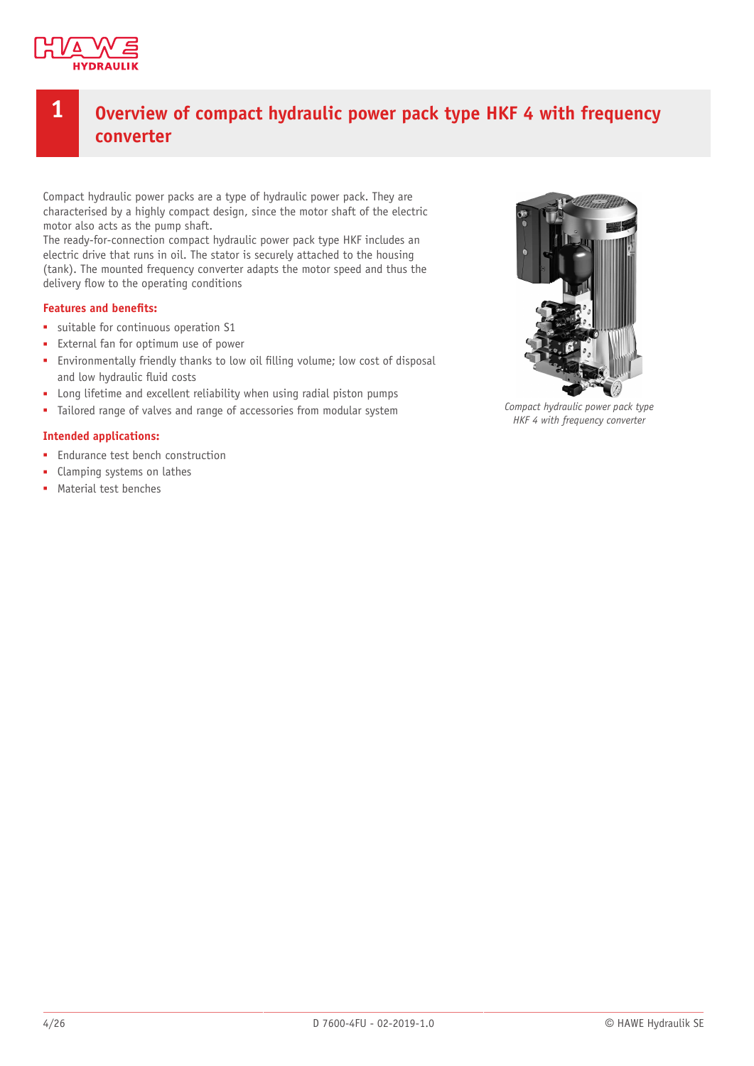# 1 Overview of compact hydraulic power pack type HKF 4 with frequency converter

Compact hydraulic power packs are a type of hydraulic power pack. They are characterised by a highly compact design, since the motor shaft of the electric motor also acts as the pump shaft.
The ready-for-connection compact hydraulic power pack type HKF includes an electric drive that runs in oil. The stator is securely attached to the housing (tank). The mounted frequency converter adapts the motor speed and thus the delivery flow to the operating conditions

*Compact hydraulic power pack type HKF 4 with frequency converter*

**Features and benefits:**

- suitable for continuous operation S1
- External fan for optimum use of power
- Environmentally friendly thanks to low oil filling volume; low cost of disposal and low hydraulic fluid costs
- Long lifetime and excellent reliability when using radial piston pumps
- Tailored range of valves and range of accessories from modular system

**Intended applications:**

- Endurance test bench construction
- Clamping systems on lathes
- Material test benches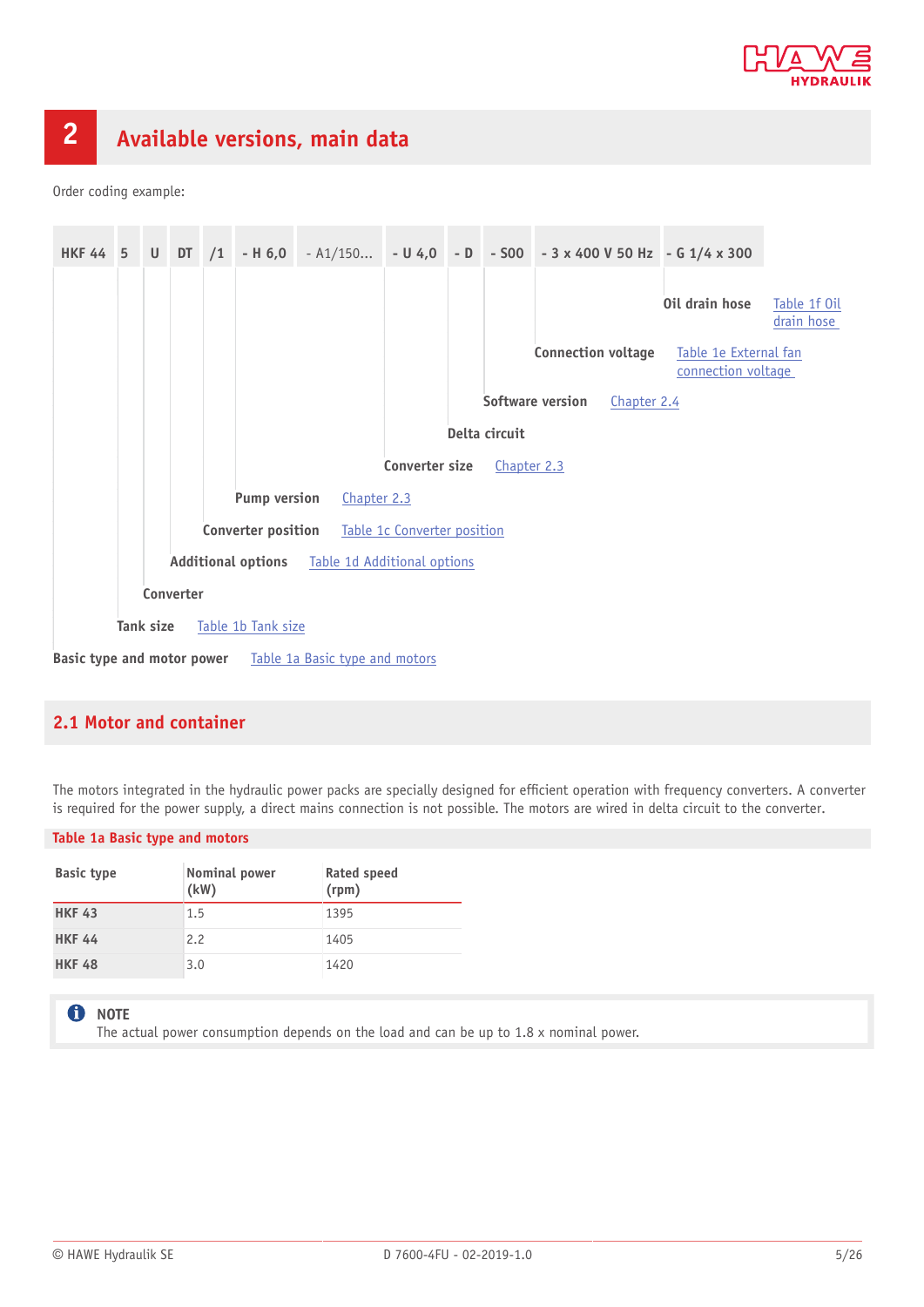# 2 Available versions, main data

Order coding example:

| HKF 44 | 5 | U | DT | /1 | - H 6,0 | - A1/150... | - U 4,0 | - D | - S00 | - 3 x 400 V 50 Hz | - G 1/4 x 300 |
|---|---|---|---|---|---|---|---|---|---|---|---|

- **Oil drain hose** – Table 1f Oil drain hose
- **Connection voltage** – Table 1e External fan connection voltage
- **Software version** – Chapter 2.4
- **Delta circuit**
- **Converter size** – Chapter 2.3
- **Pump version** – Chapter 2.3
- **Converter position** – Table 1c Converter position
- **Additional options** – Table 1d Additional options
- **Converter**
- **Tank size** – Table 1b Tank size
- **Basic type and motor power** – Table 1a Basic type and motors

## 2.1 Motor and container

The motors integrated in the hydraulic power packs are specially designed for efficient operation with frequency converters. A converter is required for the power supply, a direct mains connection is not possible. The motors are wired in delta circuit to the converter.

**Table 1a Basic type and motors**

| Basic type | Nominal power (kW) | Rated speed (rpm) |
|---|---|---|
| **HKF 43** | 1.5 | 1395 |
| **HKF 44** | 2.2 | 1405 |
| **HKF 48** | 3.0 | 1420 |

> **NOTE**
> The actual power consumption depends on the load and can be up to 1.8 x nominal power.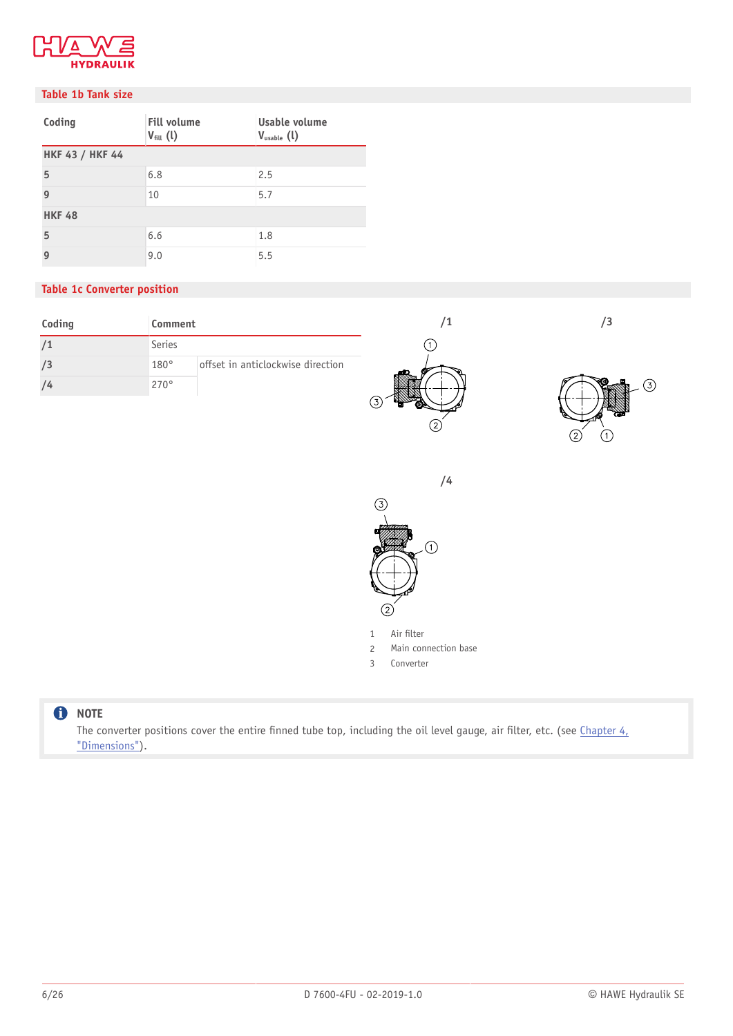### Table 1b Tank size

| Coding | Fill volume $V_{fill}$ (l) | Usable volume $V_{usable}$ (l) |
|---|---|---|
| **HKF 43 / HKF 44** | | |
| 5 | 6.8 | 2.5 |
| 9 | 10 | 5.7 |
| **HKF 48** | | |
| 5 | 6.6 | 1.8 |
| 9 | 9.0 | 5.5 |

### Table 1c Converter position

| Coding | Comment | |
|---|---|---|
| /1 | Series | |
| /3 | 180° | offset in anticlockwise direction |
| /4 | 270° | |

/1

/3

/4

1 Air filter
2 Main connection base
3 Converter

**NOTE**
The converter positions cover the entire finned tube top, including the oil level gauge, air filter, etc. (see Chapter 4, "Dimensions").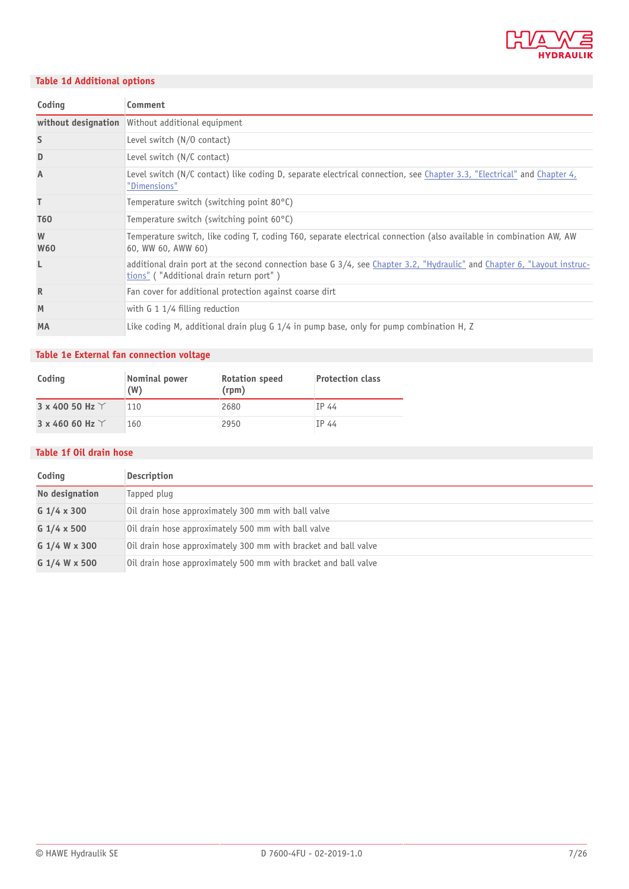## Table 1d Additional options

| Coding | Comment |
|---|---|
| **without designation** | Without additional equipment |
| **S** | Level switch (N/O contact) |
| **D** | Level switch (N/C contact) |
| **A** | Level switch (N/C contact) like coding D, separate electrical connection, see Chapter 3.3, "Electrical" and Chapter 4, "Dimensions" |
| **T** | Temperature switch (switching point 80°C) |
| **T60** | Temperature switch (switching point 60°C) |
| **W**<br>**W60** | Temperature switch, like coding T, coding T60, separate electrical connection (also available in combination AW, AW 60, WW 60, AWW 60) |
| **L** | additional drain port at the second connection base G 3/4, see Chapter 3.2, "Hydraulic" and Chapter 6, "Layout instructions" ( "Additional drain return port" ) |
| **R** | Fan cover for additional protection against coarse dirt |
| **M** | with G 1 1/4 filling reduction |
| **MA** | Like coding M, additional drain plug G 1/4 in pump base, only for pump combination H, Z |

## Table 1e External fan connection voltage

| Coding | Nominal power (W) | Rotation speed (rpm) | Protection class |
|---|---|---|---|
| **3 x 400 50 Hz** Y | 110 | 2680 | IP 44 |
| **3 x 460 60 Hz** Y | 160 | 2950 | IP 44 |

## Table 1f Oil drain hose

| Coding | Description |
|---|---|
| **No designation** | Tapped plug |
| **G 1/4 x 300** | Oil drain hose approximately 300 mm with ball valve |
| **G 1/4 x 500** | Oil drain hose approximately 500 mm with ball valve |
| **G 1/4 W x 300** | Oil drain hose approximately 300 mm with bracket and ball valve |
| **G 1/4 W x 500** | Oil drain hose approximately 500 mm with bracket and ball valve |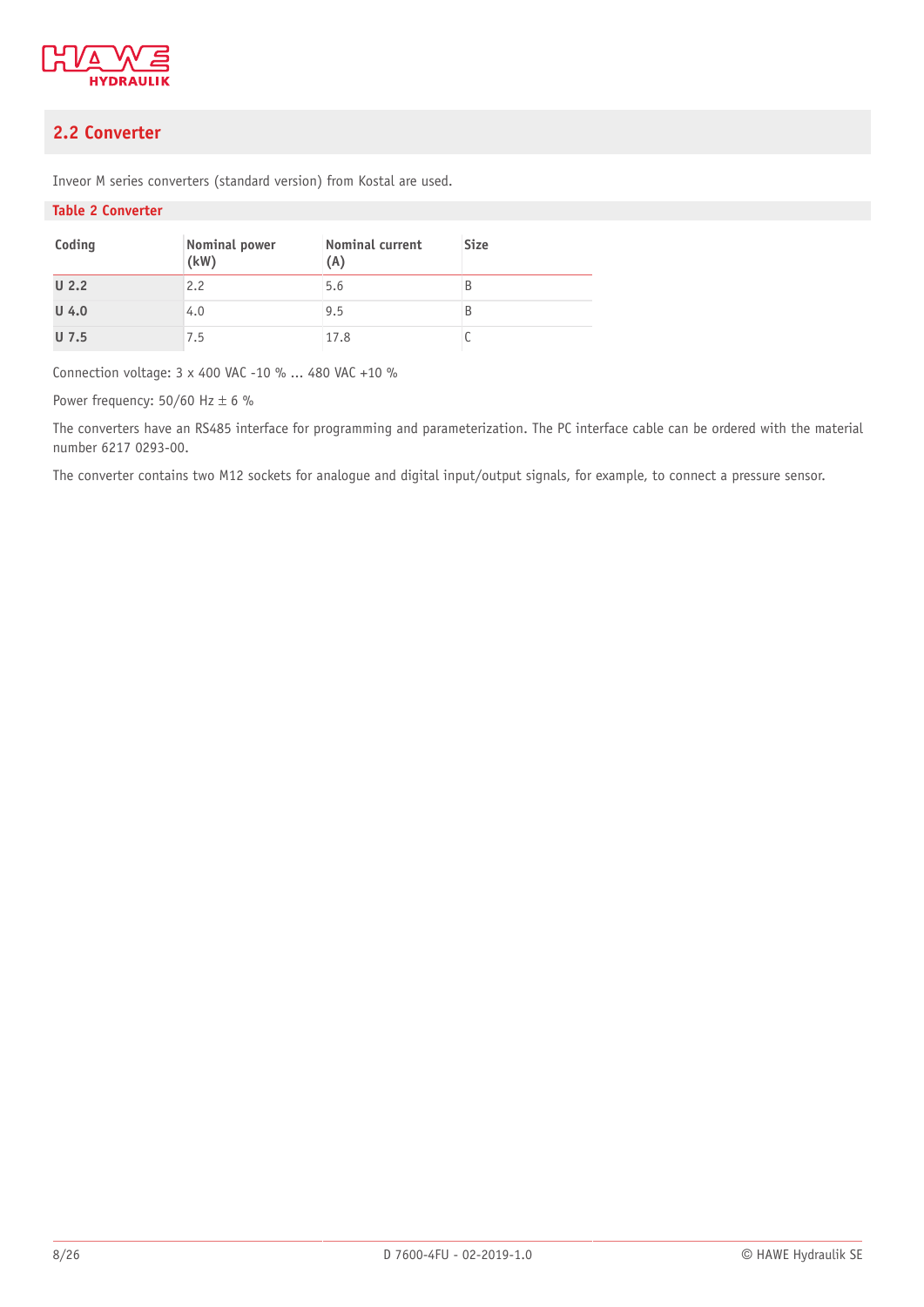## 2.2 Converter

Inveor M series converters (standard version) from Kostal are used.

**Table 2 Converter**

| Coding | Nominal power (kW) | Nominal current (A) | Size |
|---|---|---|---|
| **U 2.2** | 2.2 | 5.6 | B |
| **U 4.0** | 4.0 | 9.5 | B |
| **U 7.5** | 7.5 | 17.8 | C |

Connection voltage: 3 x 400 VAC -10 % ... 480 VAC +10 %

Power frequency: 50/60 Hz ± 6 %

The converters have an RS485 interface for programming and parameterization. The PC interface cable can be ordered with the material number 6217 0293-00.

The converter contains two M12 sockets for analogue and digital input/output signals, for example, to connect a pressure sensor.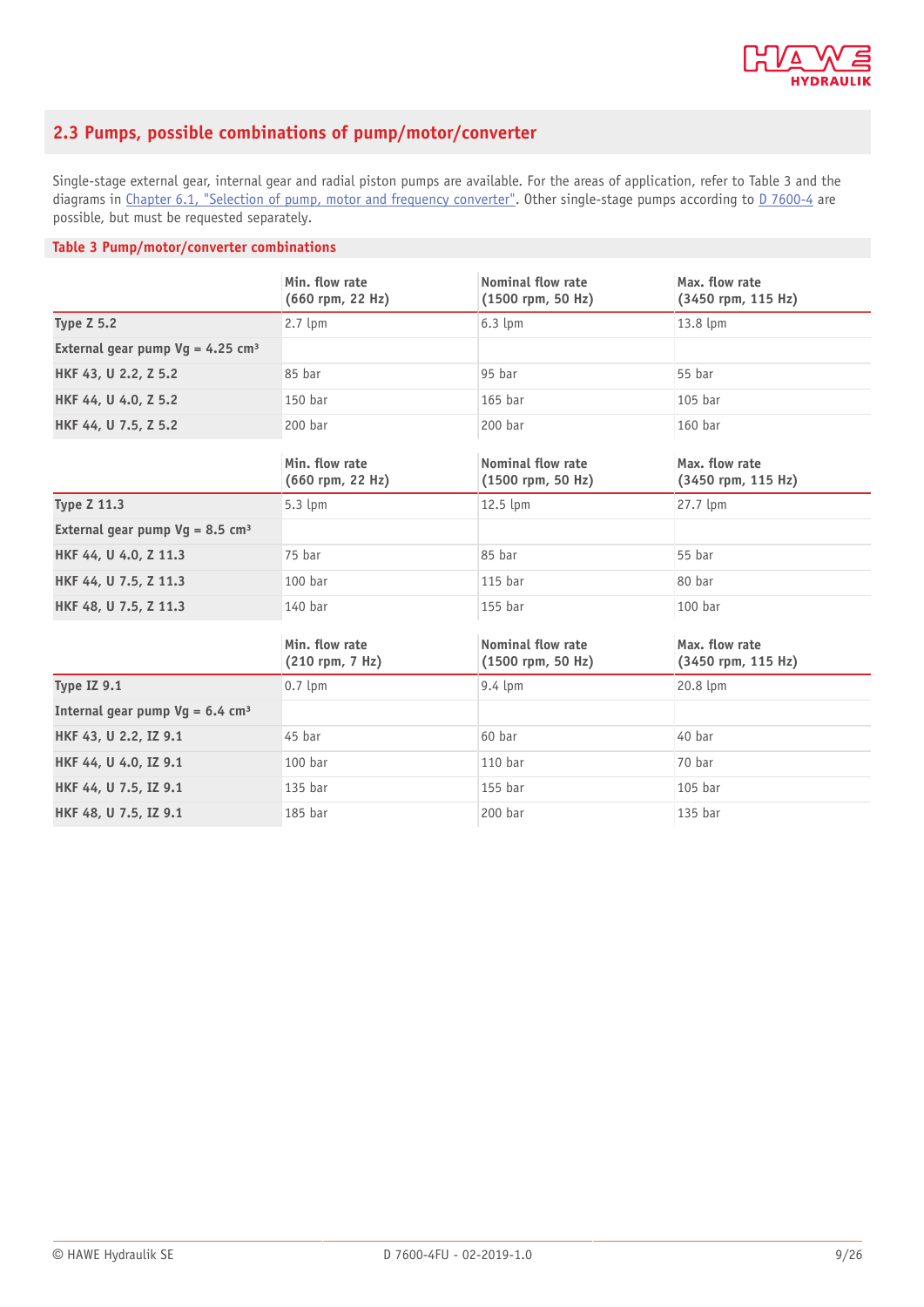## 2.3 Pumps, possible combinations of pump/motor/converter

Single-stage external gear, internal gear and radial piston pumps are available. For the areas of application, refer to Table 3 and the diagrams in Chapter 6.1, "Selection of pump, motor and frequency converter". Other single-stage pumps according to D 7600-4 are possible, but must be requested separately.

**Table 3 Pump/motor/converter combinations**

| | Min. flow rate (660 rpm, 22 Hz) | Nominal flow rate (1500 rpm, 50 Hz) | Max. flow rate (3450 rpm, 115 Hz) |
|---|---|---|---|
| **Type Z 5.2** | 2.7 lpm | 6.3 lpm | 13.8 lpm |
| **External gear pump Vg = 4.25 cm³** | | | |
| **HKF 43, U 2.2, Z 5.2** | 85 bar | 95 bar | 55 bar |
| **HKF 44, U 4.0, Z 5.2** | 150 bar | 165 bar | 105 bar |
| **HKF 44, U 7.5, Z 5.2** | 200 bar | 200 bar | 160 bar |

| | Min. flow rate (660 rpm, 22 Hz) | Nominal flow rate (1500 rpm, 50 Hz) | Max. flow rate (3450 rpm, 115 Hz) |
|---|---|---|---|
| **Type Z 11.3** | 5.3 lpm | 12.5 lpm | 27.7 lpm |
| **External gear pump Vg = 8.5 cm³** | | | |
| **HKF 44, U 4.0, Z 11.3** | 75 bar | 85 bar | 55 bar |
| **HKF 44, U 7.5, Z 11.3** | 100 bar | 115 bar | 80 bar |
| **HKF 48, U 7.5, Z 11.3** | 140 bar | 155 bar | 100 bar |

| | Min. flow rate (210 rpm, 7 Hz) | Nominal flow rate (1500 rpm, 50 Hz) | Max. flow rate (3450 rpm, 115 Hz) |
|---|---|---|---|
| **Type IZ 9.1** | 0.7 lpm | 9.4 lpm | 20.8 lpm |
| **Internal gear pump Vg = 6.4 cm³** | | | |
| **HKF 43, U 2.2, IZ 9.1** | 45 bar | 60 bar | 40 bar |
| **HKF 44, U 4.0, IZ 9.1** | 100 bar | 110 bar | 70 bar |
| **HKF 44, U 7.5, IZ 9.1** | 135 bar | 155 bar | 105 bar |
| **HKF 48, U 7.5, IZ 9.1** | 185 bar | 200 bar | 135 bar |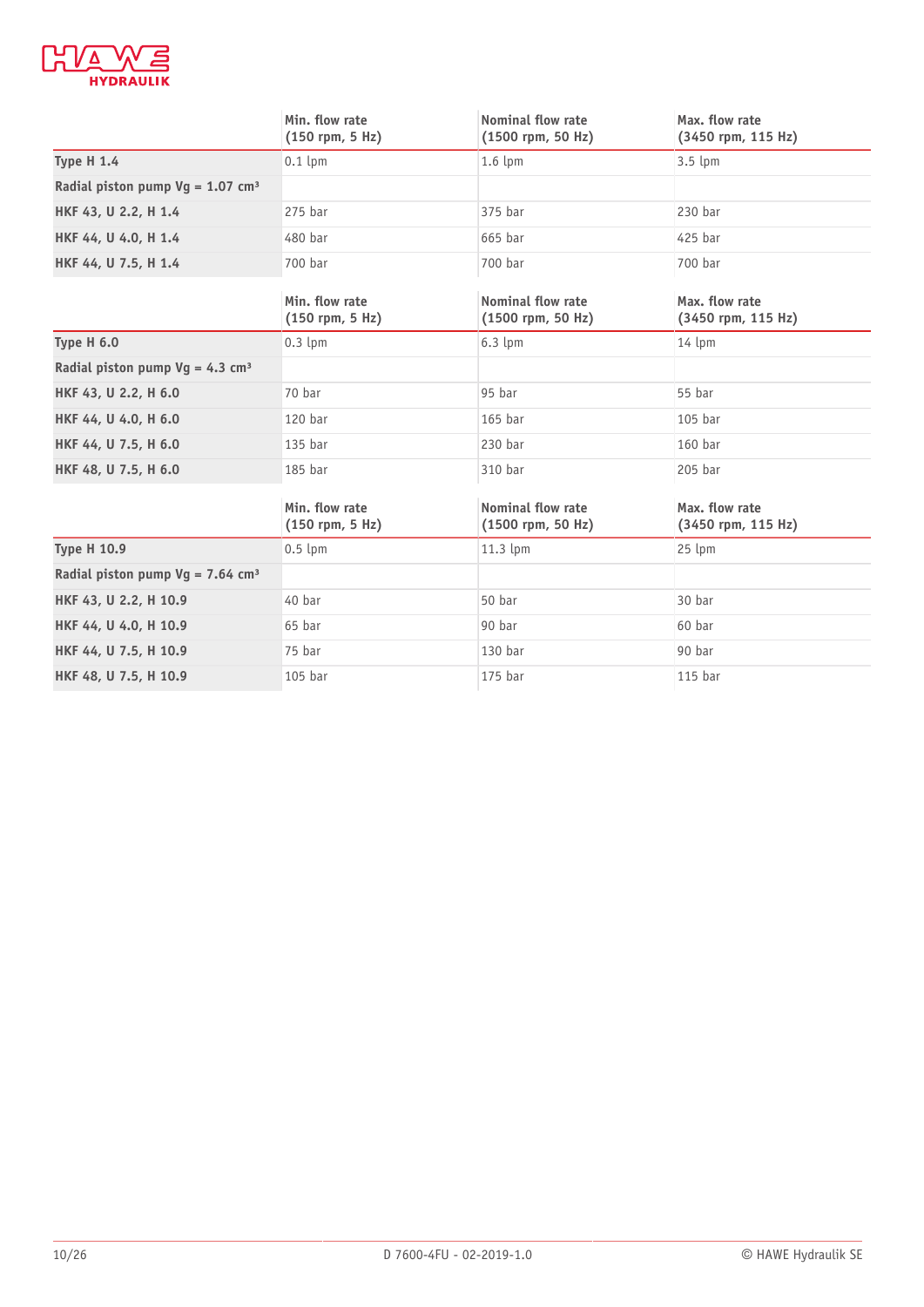| | Min. flow rate (150 rpm, 5 Hz) | Nominal flow rate (1500 rpm, 50 Hz) | Max. flow rate (3450 rpm, 115 Hz) |
|---|---|---|---|
| **Type H 1.4** | 0.1 lpm | 1.6 lpm | 3.5 lpm |
| **Radial piston pump Vg = 1.07 cm³** | | | |
| **HKF 43, U 2.2, H 1.4** | 275 bar | 375 bar | 230 bar |
| **HKF 44, U 4.0, H 1.4** | 480 bar | 665 bar | 425 bar |
| **HKF 44, U 7.5, H 1.4** | 700 bar | 700 bar | 700 bar |

| | Min. flow rate (150 rpm, 5 Hz) | Nominal flow rate (1500 rpm, 50 Hz) | Max. flow rate (3450 rpm, 115 Hz) |
|---|---|---|---|
| **Type H 6.0** | 0.3 lpm | 6.3 lpm | 14 lpm |
| **Radial piston pump Vg = 4.3 cm³** | | | |
| **HKF 43, U 2.2, H 6.0** | 70 bar | 95 bar | 55 bar |
| **HKF 44, U 4.0, H 6.0** | 120 bar | 165 bar | 105 bar |
| **HKF 44, U 7.5, H 6.0** | 135 bar | 230 bar | 160 bar |
| **HKF 48, U 7.5, H 6.0** | 185 bar | 310 bar | 205 bar |

| | Min. flow rate (150 rpm, 5 Hz) | Nominal flow rate (1500 rpm, 50 Hz) | Max. flow rate (3450 rpm, 115 Hz) |
|---|---|---|---|
| **Type H 10.9** | 0.5 lpm | 11.3 lpm | 25 lpm |
| **Radial piston pump Vg = 7.64 cm³** | | | |
| **HKF 43, U 2.2, H 10.9** | 40 bar | 50 bar | 30 bar |
| **HKF 44, U 4.0, H 10.9** | 65 bar | 90 bar | 60 bar |
| **HKF 44, U 7.5, H 10.9** | 75 bar | 130 bar | 90 bar |
| **HKF 48, U 7.5, H 10.9** | 105 bar | 175 bar | 115 bar |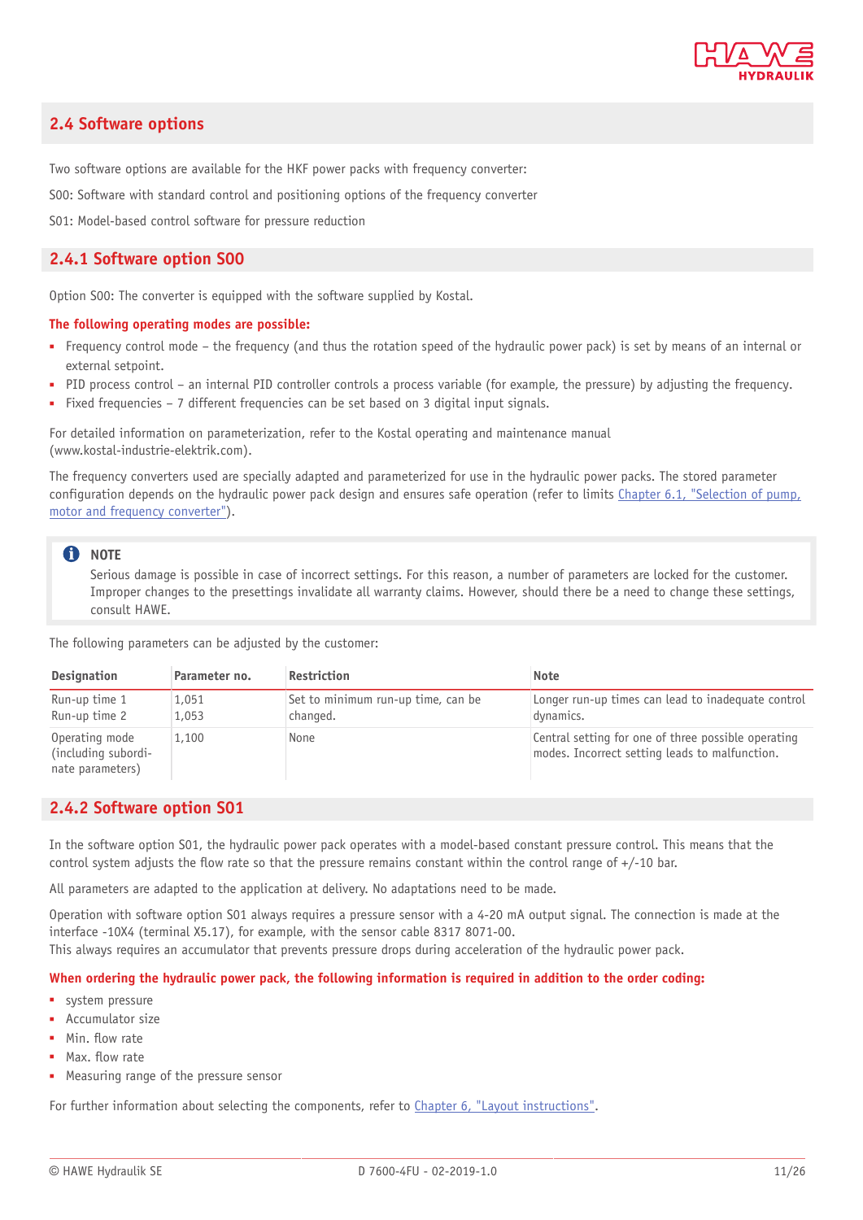## 2.4 Software options

Two software options are available for the HKF power packs with frequency converter:

S00: Software with standard control and positioning options of the frequency converter

S01: Model-based control software for pressure reduction

### 2.4.1 Software option S00

Option S00: The converter is equipped with the software supplied by Kostal.

**The following operating modes are possible:**

- Frequency control mode – the frequency (and thus the rotation speed of the hydraulic power pack) is set by means of an internal or external setpoint.
- PID process control – an internal PID controller controls a process variable (for example, the pressure) by adjusting the frequency.
- Fixed frequencies – 7 different frequencies can be set based on 3 digital input signals.

For detailed information on parameterization, refer to the Kostal operating and maintenance manual (www.kostal-industrie-elektrik.com).

The frequency converters used are specially adapted and parameterized for use in the hydraulic power packs. The stored parameter configuration depends on the hydraulic power pack design and ensures safe operation (refer to limits Chapter 6.1, "Selection of pump, motor and frequency converter").

> **NOTE**
> Serious damage is possible in case of incorrect settings. For this reason, a number of parameters are locked for the customer. Improper changes to the presettings invalidate all warranty claims. However, should there be a need to change these settings, consult HAWE.

The following parameters can be adjusted by the customer:

| Designation | Parameter no. | Restriction | Note |
|---|---|---|---|
| Run-up time 1<br>Run-up time 2 | 1,051<br>1,053 | Set to minimum run-up time, can be changed. | Longer run-up times can lead to inadequate control dynamics. |
| Operating mode (including subordinate parameters) | 1,100 | None | Central setting for one of three possible operating modes. Incorrect setting leads to malfunction. |

### 2.4.2 Software option S01

In the software option S01, the hydraulic power pack operates with a model-based constant pressure control. This means that the control system adjusts the flow rate so that the pressure remains constant within the control range of +/-10 bar.

All parameters are adapted to the application at delivery. No adaptations need to be made.

Operation with software option S01 always requires a pressure sensor with a 4-20 mA output signal. The connection is made at the interface -10X4 (terminal X5.17), for example, with the sensor cable 8317 8071-00.
This always requires an accumulator that prevents pressure drops during acceleration of the hydraulic power pack.

**When ordering the hydraulic power pack, the following information is required in addition to the order coding:**

- system pressure
- Accumulator size
- Min. flow rate
- Max. flow rate
- Measuring range of the pressure sensor

For further information about selecting the components, refer to Chapter 6, "Layout instructions".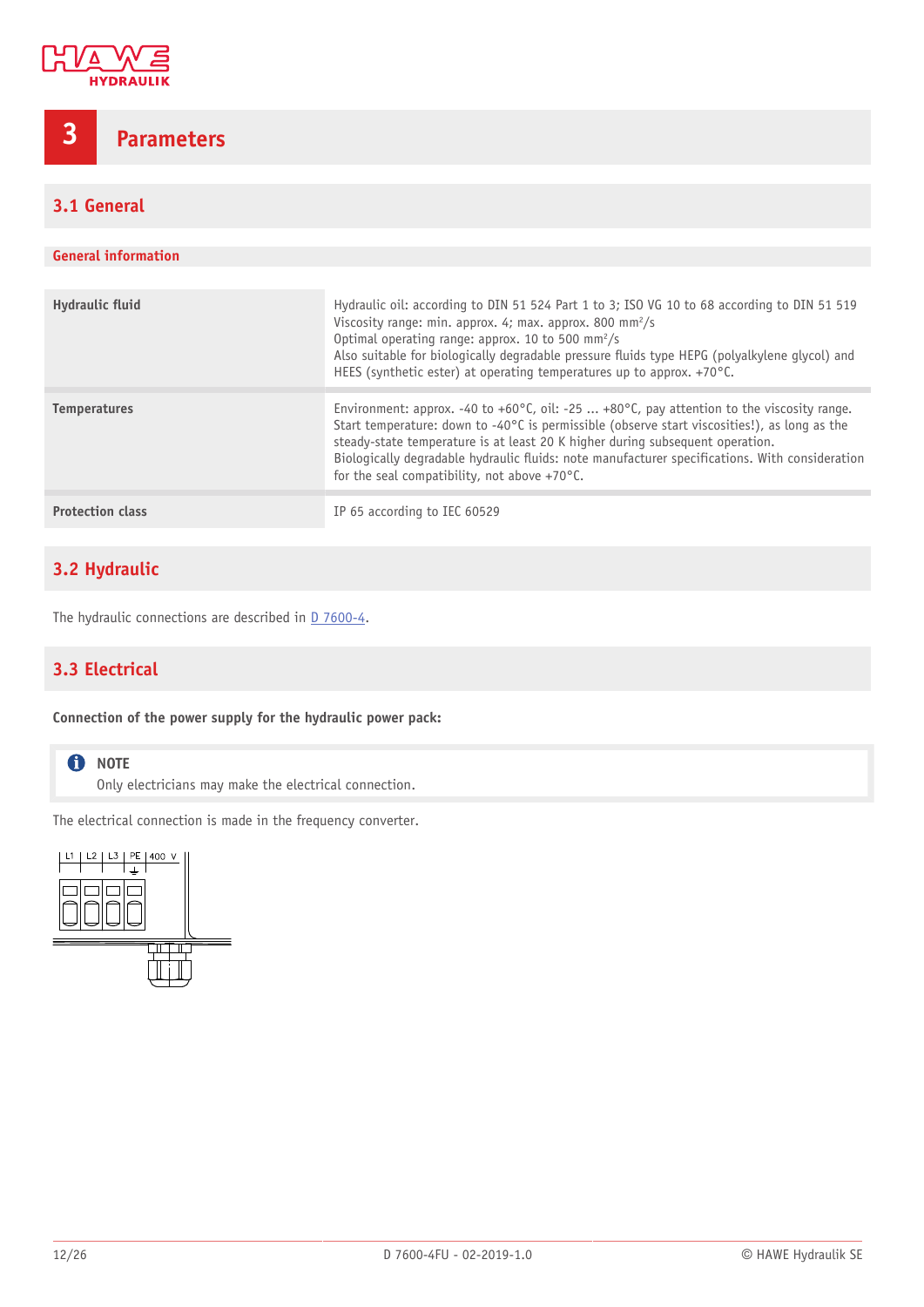# 3 Parameters

## 3.1 General

### General information

| | |
|---|---|
| **Hydraulic fluid** | Hydraulic oil: according to DIN 51 524 Part 1 to 3; ISO VG 10 to 68 according to DIN 51 519<br>Viscosity range: min. approx. 4; max. approx. 800 mm²/s<br>Optimal operating range: approx. 10 to 500 mm²/s<br>Also suitable for biologically degradable pressure fluids type HEPG (polyalkylene glycol) and HEES (synthetic ester) at operating temperatures up to approx. +70°C. |
| **Temperatures** | Environment: approx. -40 to +60°C, oil: -25 ... +80°C, pay attention to the viscosity range.<br>Start temperature: down to -40°C is permissible (observe start viscosities!), as long as the steady-state temperature is at least 20 K higher during subsequent operation.<br>Biologically degradable hydraulic fluids: note manufacturer specifications. With consideration for the seal compatibility, not above +70°C. |
| **Protection class** | IP 65 according to IEC 60529 |

## 3.2 Hydraulic

The hydraulic connections are described in D 7600-4.

## 3.3 Electrical

**Connection of the power supply for the hydraulic power pack:**

> **NOTE**
> Only electricians may make the electrical connection.

The electrical connection is made in the frequency converter.

L1 | L2 | L3 | PE | 400 V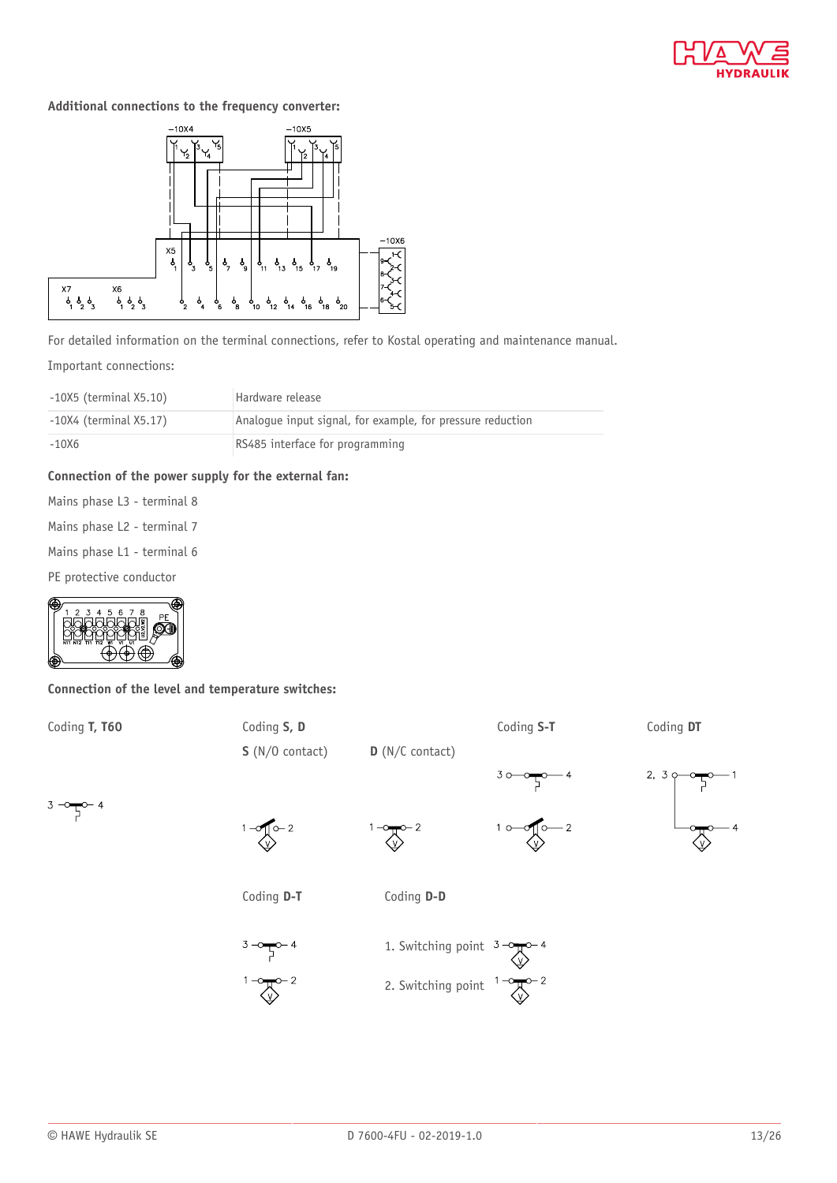**Additional connections to the frequency converter:**

For detailed information on the terminal connections, refer to Kostal operating and maintenance manual.

Important connections:

| | |
|---|---|
| -10X5 (terminal X5.10) | Hardware release |
| -10X4 (terminal X5.17) | Analogue input signal, for example, for pressure reduction |
| -10X6 | RS485 interface for programming |

**Connection of the power supply for the external fan:**

Mains phase L3 - terminal 8

Mains phase L2 - terminal 7

Mains phase L1 - terminal 6

PE protective conductor

**Connection of the level and temperature switches:**

Coding **T, T60**

Coding **S, D**

**S** (N/O contact)

**D** (N/C contact)

Coding **S-T**

Coding **DT**

Coding **D-T**

Coding **D-D**

1. Switching point

2. Switching point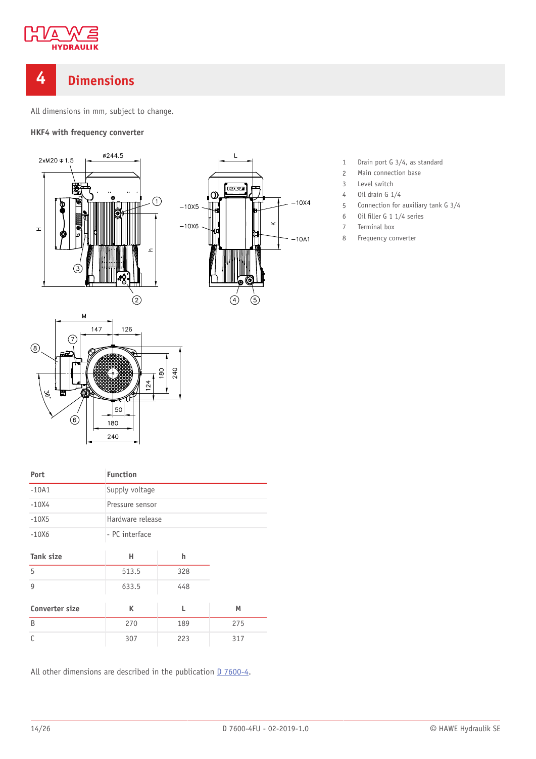# 4 Dimensions

All dimensions in mm, subject to change.

### HKF4 with frequency converter

1. Drain port G 3/4, as standard
2. Main connection base
3. Level switch
4. Oil drain G 1/4
5. Connection for auxiliary tank G 3/4
6. Oil filler G 1 1/4 series
7. Terminal box
8. Frequency converter

| Port | Function |
|---|---|
| -10A1 | Supply voltage |
| -10X4 | Pressure sensor |
| -10X5 | Hardware release |
| -10X6 | - PC interface |

| Tank size | H | h |
|---|---|---|
| 5 | 513.5 | 328 |
| 9 | 633.5 | 448 |

| Converter size | K | L | M |
|---|---|---|---|
| B | 270 | 189 | 275 |
| C | 307 | 223 | 317 |

All other dimensions are described in the publication D 7600-4.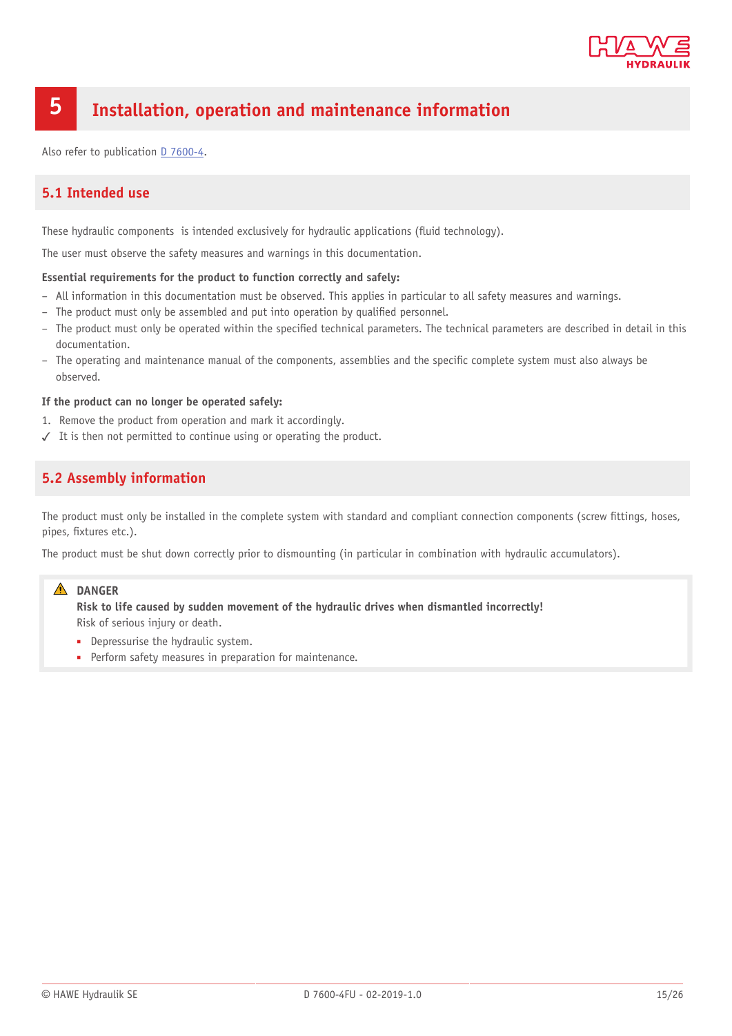# 5 Installation, operation and maintenance information

Also refer to publication D 7600-4.

## 5.1 Intended use

These hydraulic components  is intended exclusively for hydraulic applications (fluid technology).

The user must observe the safety measures and warnings in this documentation.

**Essential requirements for the product to function correctly and safely:**

- All information in this documentation must be observed. This applies in particular to all safety measures and warnings.
- The product must only be assembled and put into operation by qualified personnel.
- The product must only be operated within the specified technical parameters. The technical parameters are described in detail in this documentation.
- The operating and maintenance manual of the components, assemblies and the specific complete system must also always be observed.

**If the product can no longer be operated safely:**

1. Remove the product from operation and mark it accordingly.

✓ It is then not permitted to continue using or operating the product.

## 5.2 Assembly information

The product must only be installed in the complete system with standard and compliant connection components (screw fittings, hoses, pipes, fixtures etc.).

The product must be shut down correctly prior to dismounting (in particular in combination with hydraulic accumulators).

> ⚠ **DANGER**
>
> **Risk to life caused by sudden movement of the hydraulic drives when dismantled incorrectly!**
>
> Risk of serious injury or death.
>
> - Depressurise the hydraulic system.
> - Perform safety measures in preparation for maintenance.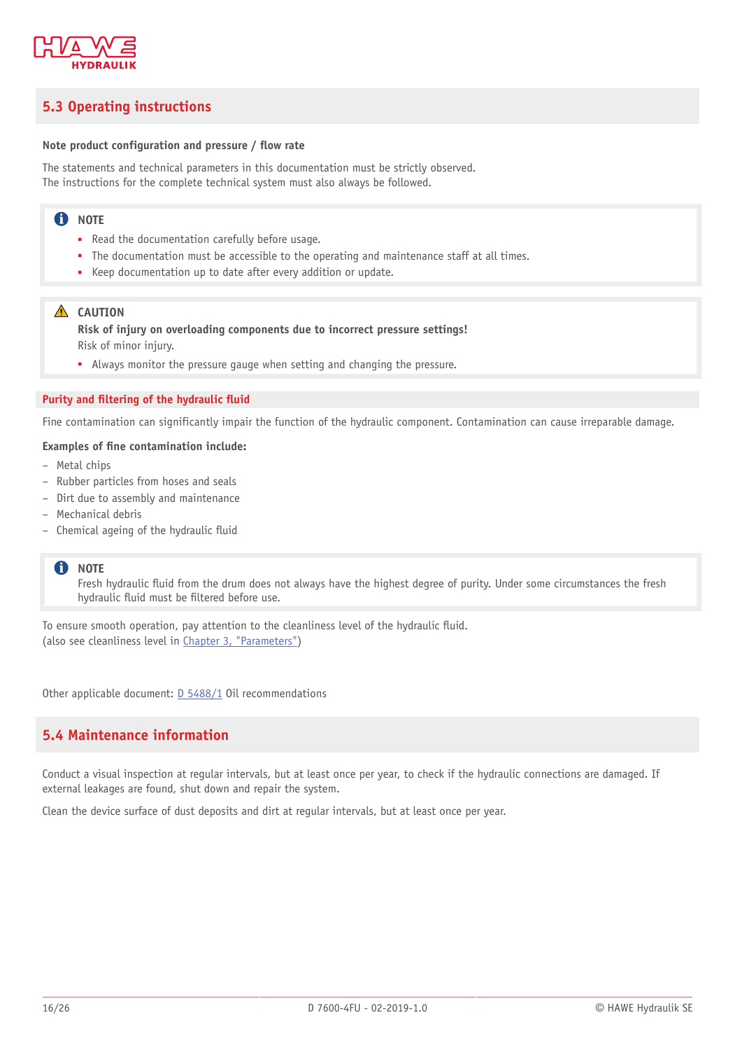## 5.3 Operating instructions

**Note product configuration and pressure / flow rate**

The statements and technical parameters in this documentation must be strictly observed.
The instructions for the complete technical system must also always be followed.

> **NOTE**
> - Read the documentation carefully before usage.
> - The documentation must be accessible to the operating and maintenance staff at all times.
> - Keep documentation up to date after every addition or update.

> **CAUTION**
> **Risk of injury on overloading components due to incorrect pressure settings!**
> Risk of minor injury.
> - Always monitor the pressure gauge when setting and changing the pressure.

### Purity and filtering of the hydraulic fluid

Fine contamination can significantly impair the function of the hydraulic component. Contamination can cause irreparable damage.

**Examples of fine contamination include:**

- Metal chips
- Rubber particles from hoses and seals
- Dirt due to assembly and maintenance
- Mechanical debris
- Chemical ageing of the hydraulic fluid

> **NOTE**
> Fresh hydraulic fluid from the drum does not always have the highest degree of purity. Under some circumstances the fresh hydraulic fluid must be filtered before use.

To ensure smooth operation, pay attention to the cleanliness level of the hydraulic fluid.
(also see cleanliness level in Chapter 3, "Parameters")

Other applicable document: D 5488/1 Oil recommendations

## 5.4 Maintenance information

Conduct a visual inspection at regular intervals, but at least once per year, to check if the hydraulic connections are damaged. If external leakages are found, shut down and repair the system.

Clean the device surface of dust deposits and dirt at regular intervals, but at least once per year.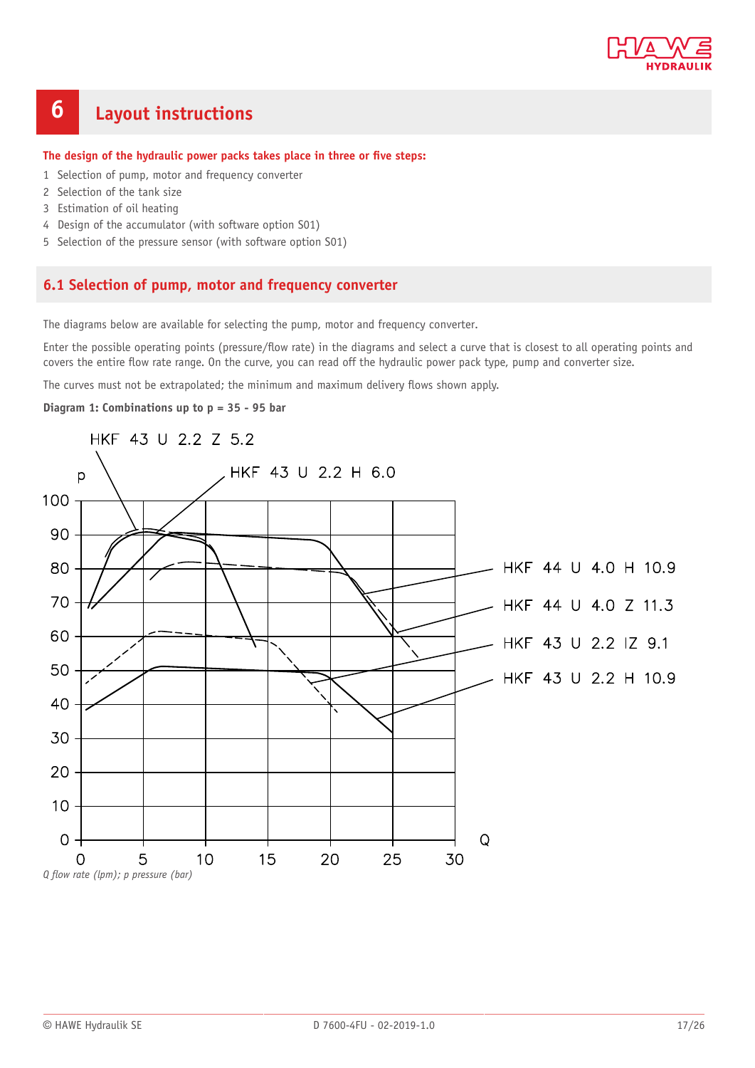# 6 Layout instructions

**The design of the hydraulic power packs takes place in three or five steps:**

1. Selection of pump, motor and frequency converter
2. Selection of the tank size
3. Estimation of oil heating
4. Design of the accumulator (with software option S01)
5. Selection of the pressure sensor (with software option S01)

## 6.1 Selection of pump, motor and frequency converter

The diagrams below are available for selecting the pump, motor and frequency converter.

Enter the possible operating points (pressure/flow rate) in the diagrams and select a curve that is closest to all operating points and covers the entire flow rate range. On the curve, you can read off the hydraulic power pack type, pump and converter size.

The curves must not be extrapolated; the minimum and maximum delivery flows shown apply.

**Diagram 1: Combinations up to p = 35 - 95 bar**

HKF 43 U 2.2 Z 5.2

HKF 43 U 2.2 H 6.0

HKF 44 U 4.0 H 10.9

HKF 44 U 4.0 Z 11.3

HKF 43 U 2.2 IZ 9.1

HKF 43 U 2.2 H 10.9

*Q flow rate (lpm); p pressure (bar)*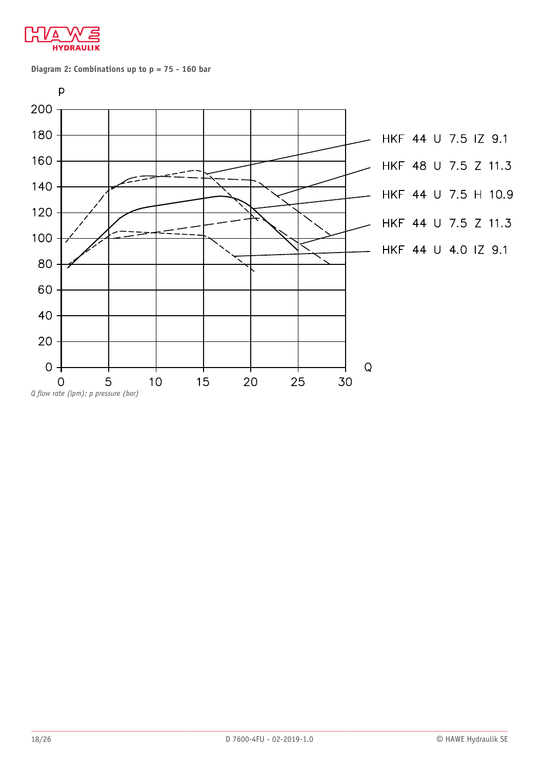**Diagram 2: Combinations up to p = 75 - 160 bar**

p

200
180
160
140
120
100
80
60
40
20
0

0 5 10 15 20 25 30 Q

HKF 44 U 7.5 IZ 9.1

HKF 48 U 7.5 Z 11.3

HKF 44 U 7.5 H 10.9

HKF 44 U 7.5 Z 11.3

HKF 44 U 4.0 IZ 9.1

*Q flow rate (lpm); p pressure (bar)*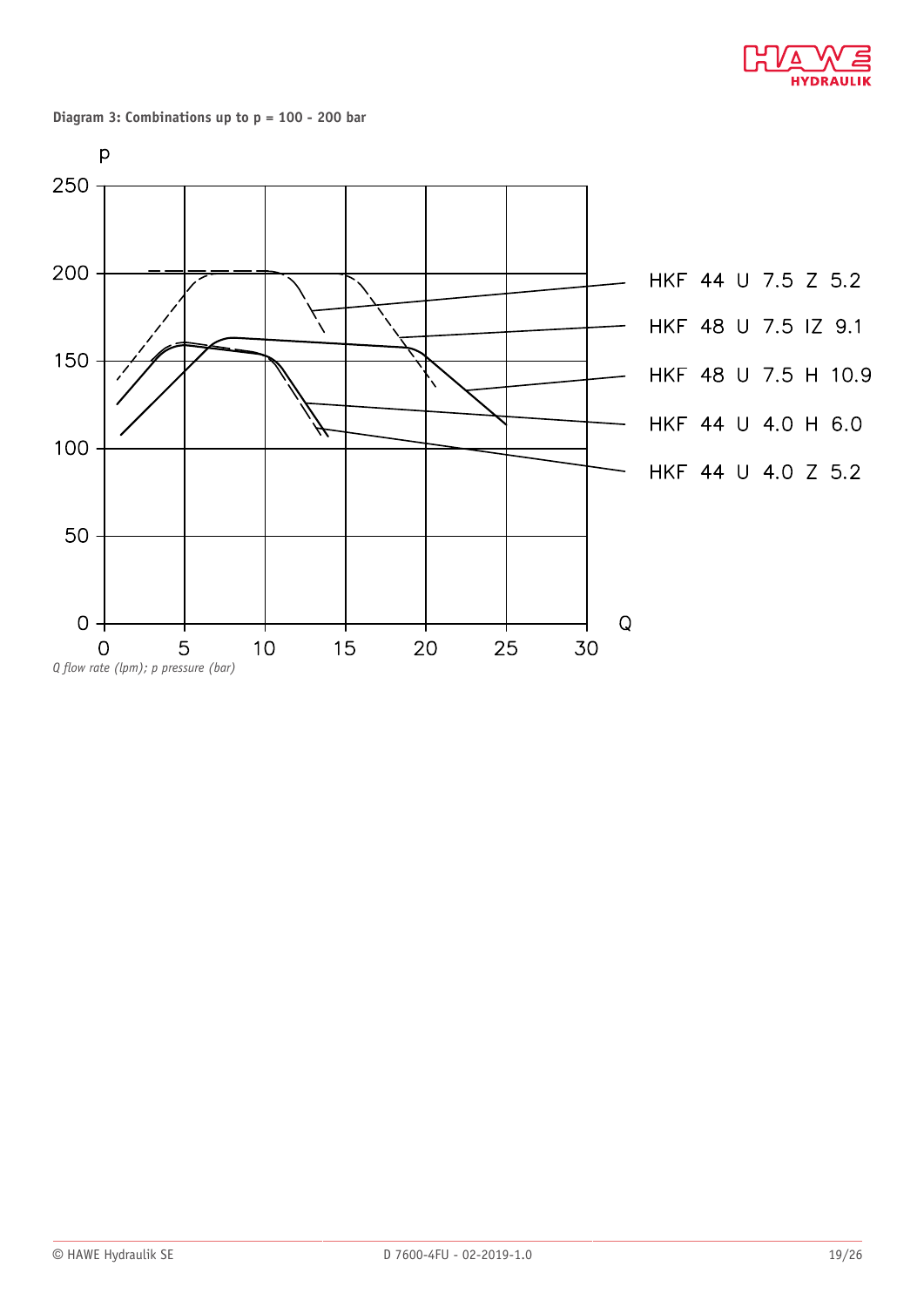**Diagram 3: Combinations up to p = 100 - 200 bar**

p

250

200

150

100

50

0

0 5 10 15 20 25 30 Q

HKF 44 U 7.5 Z 5.2

HKF 48 U 7.5 IZ 9.1

HKF 48 U 7.5 H 10.9

HKF 44 U 4.0 H 6.0

HKF 44 U 4.0 Z 5.2

*Q flow rate (lpm); p pressure (bar)*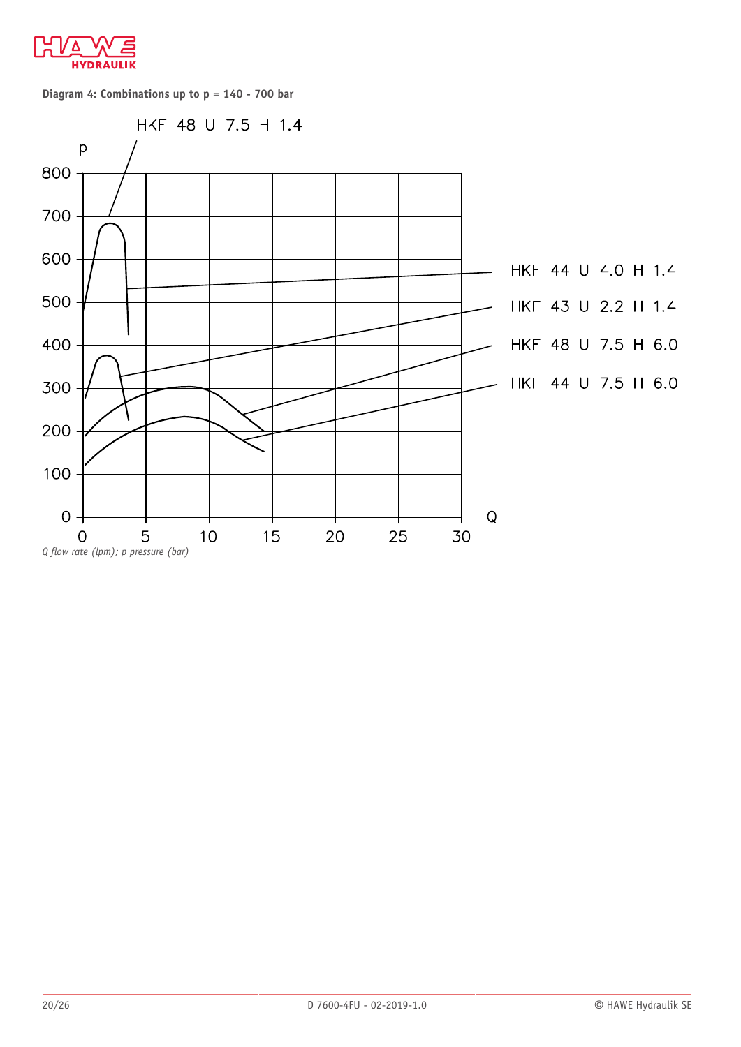**Diagram 4: Combinations up to p = 140 - 700 bar**

HKF 48 U 7.5 H 1.4

HKF 44 U 4.0 H 1.4

HKF 43 U 2.2 H 1.4

HKF 48 U 7.5 H 6.0

HKF 44 U 7.5 H 6.0

*Q flow rate (lpm); p pressure (bar)*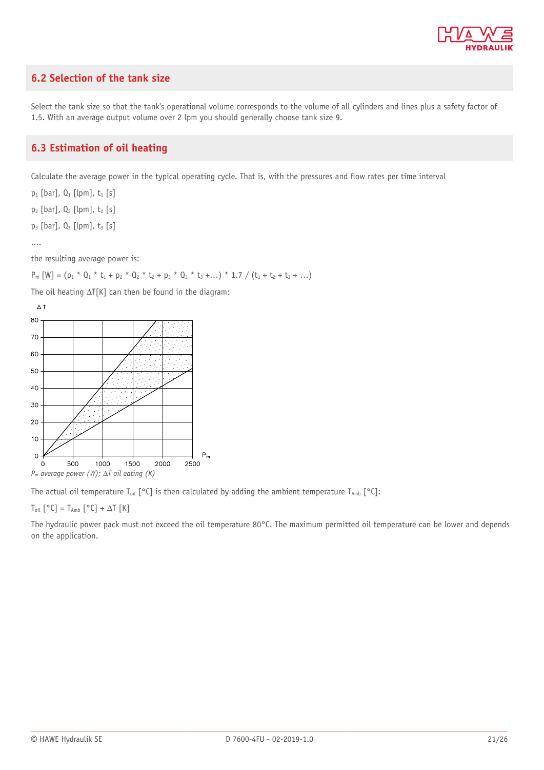## 6.2 Selection of the tank size

Select the tank size so that the tank's operational volume corresponds to the volume of all cylinders and lines plus a safety factor of 1.5. With an average output volume over 2 lpm you should generally choose tank size 9.

## 6.3 Estimation of oil heating

Calculate the average power in the typical operating cycle. That is, with the pressures and flow rates per time interval

$p_1$ [bar], $Q_1$ [lpm], $t_1$ [s]

$p_2$ [bar], $Q_2$ [lpm], $t_2$ [s]

$p_3$ [bar], $Q_3$ [lpm], $t_3$ [s]

....

the resulting average power is:

$P_m$ [W] = $(p_1 * Q_1 * t_1 + p_2 * Q_2 * t_2 + p_3 * Q_3 * t_3 + \ldots) * 1.7 / (t_1 + t_2 + t_3 + \ldots)$

The oil heating $\Delta T$[K] can then be found in the diagram:

*$P_m$ average power (W); $\Delta T$ oil eating (K)*

The actual oil temperature $T_{oil}$ [°C] is then calculated by adding the ambient temperature $T_{Amb}$ [°C]:

$T_{oil}$ [°C] = $T_{Amb}$ [°C] + $\Delta T$ [K]

The hydraulic power pack must not exceed the oil temperature 80°C. The maximum permitted oil temperature can be lower and depends on the application.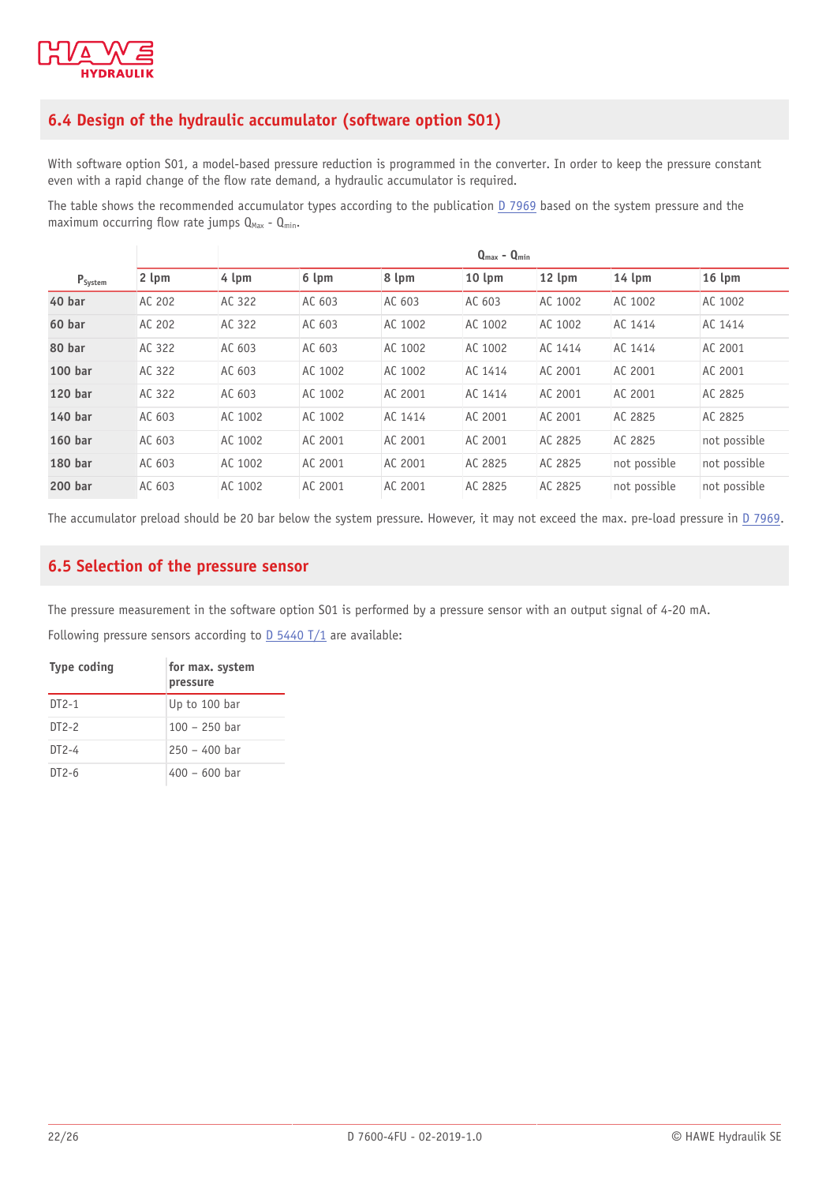## 6.4 Design of the hydraulic accumulator (software option S01)

With software option S01, a model-based pressure reduction is programmed in the converter. In order to keep the pressure constant even with a rapid change of the flow rate demand, a hydraulic accumulator is required.

The table shows the recommended accumulator types according to the publication D 7969 based on the system pressure and the maximum occurring flow rate jumps $Q_{Max}$ - $Q_{min}$.

| | $Q_{max}$ - $Q_{min}$ | | | | | | | |
|---|---|---|---|---|---|---|---|---|
| $P_{System}$ | 2 lpm | 4 lpm | 6 lpm | 8 lpm | 10 lpm | 12 lpm | 14 lpm | 16 lpm |
| **40 bar** | AC 202 | AC 322 | AC 603 | AC 603 | AC 603 | AC 1002 | AC 1002 | AC 1002 |
| **60 bar** | AC 202 | AC 322 | AC 603 | AC 1002 | AC 1002 | AC 1002 | AC 1414 | AC 1414 |
| **80 bar** | AC 322 | AC 603 | AC 603 | AC 1002 | AC 1002 | AC 1414 | AC 1414 | AC 2001 |
| **100 bar** | AC 322 | AC 603 | AC 1002 | AC 1002 | AC 1414 | AC 2001 | AC 2001 | AC 2001 |
| **120 bar** | AC 322 | AC 603 | AC 1002 | AC 2001 | AC 1414 | AC 2001 | AC 2001 | AC 2825 |
| **140 bar** | AC 603 | AC 1002 | AC 1002 | AC 1414 | AC 2001 | AC 2001 | AC 2825 | AC 2825 |
| **160 bar** | AC 603 | AC 1002 | AC 2001 | AC 2001 | AC 2001 | AC 2825 | AC 2825 | not possible |
| **180 bar** | AC 603 | AC 1002 | AC 2001 | AC 2001 | AC 2825 | AC 2825 | not possible | not possible |
| **200 bar** | AC 603 | AC 1002 | AC 2001 | AC 2001 | AC 2825 | AC 2825 | not possible | not possible |

The accumulator preload should be 20 bar below the system pressure. However, it may not exceed the max. pre-load pressure in D 7969.

## 6.5 Selection of the pressure sensor

The pressure measurement in the software option S01 is performed by a pressure sensor with an output signal of 4-20 mA.

Following pressure sensors according to D 5440 T/1 are available:

| Type coding | for max. system pressure |
|---|---|
| DT2-1 | Up to 100 bar |
| DT2-2 | 100 – 250 bar |
| DT2-4 | 250 – 400 bar |
| DT2-6 | 400 – 600 bar |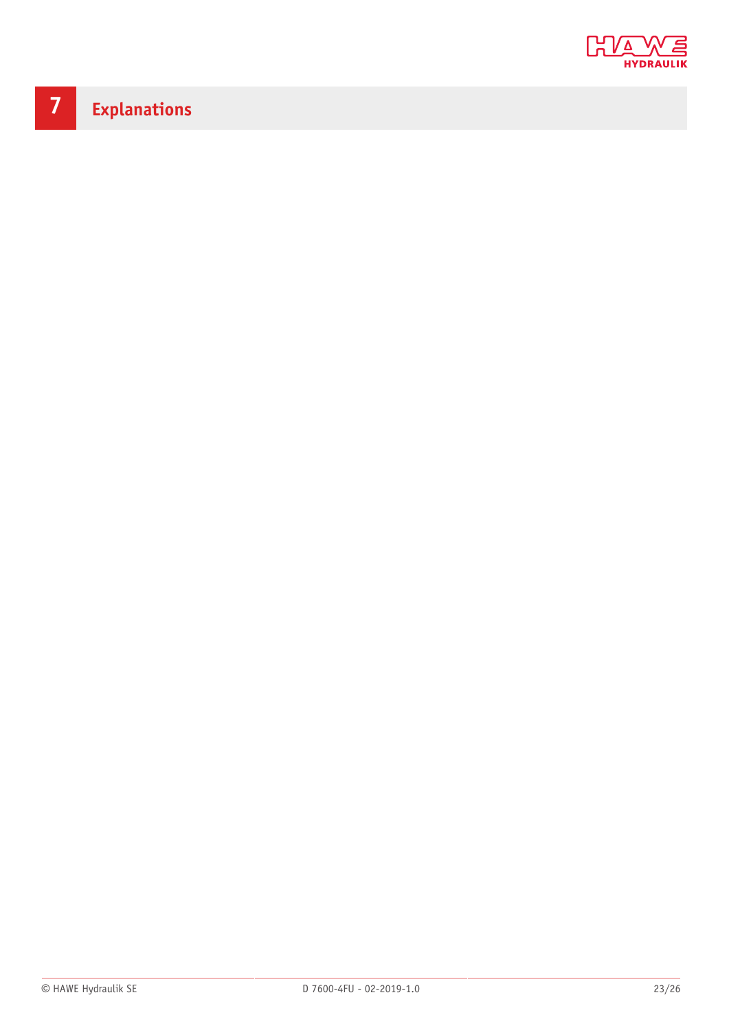# 7 Explanations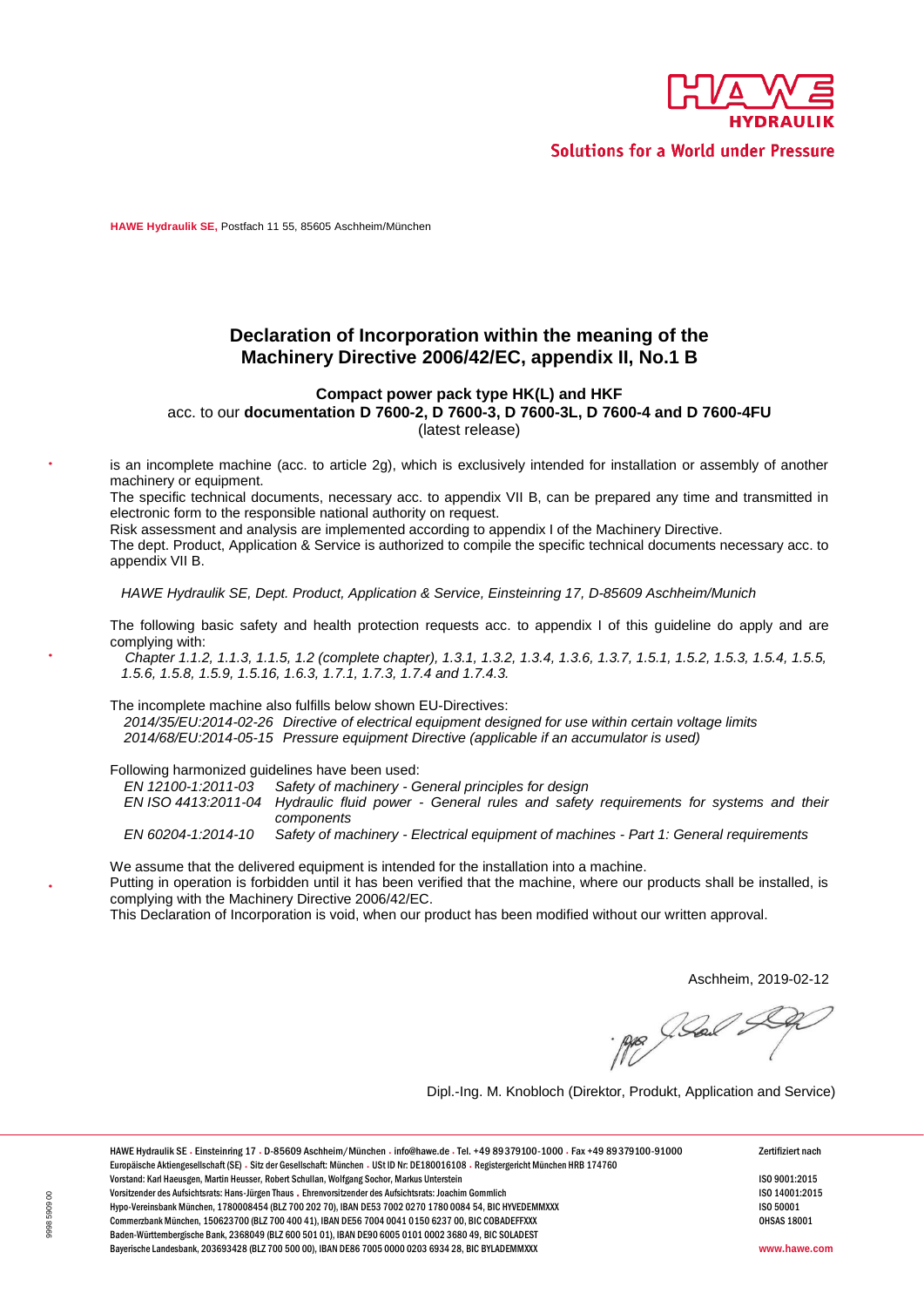HAWE HYDRAULIK

Solutions for a World under Pressure

**HAWE Hydraulik SE,** Postfach 11 55, 85605 Aschheim/München

## Declaration of Incorporation within the meaning of the Machinery Directive 2006/42/EC, appendix II, No.1 B

**Compact power pack type HK(L) and HKF**
acc. to our **documentation D 7600-2, D 7600-3, D 7600-3L, D 7600-4 and D 7600-4FU**
(latest release)

is an incomplete machine (acc. to article 2g), which is exclusively intended for installation or assembly of another machinery or equipment.
The specific technical documents, necessary acc. to appendix VII B, can be prepared any time and transmitted in electronic form to the responsible national authority on request.
Risk assessment and analysis are implemented according to appendix I of the Machinery Directive.
The dept. Product, Application & Service is authorized to compile the specific technical documents necessary acc. to appendix VII B.

*HAWE Hydraulik SE, Dept. Product, Application & Service, Einsteinring 17, D-85609 Aschheim/Munich*

The following basic safety and health protection requests acc. to appendix I of this guideline do apply and are complying with:
*Chapter 1.1.2, 1.1.3, 1.1.5, 1.2 (complete chapter), 1.3.1, 1.3.2, 1.3.4, 1.3.6, 1.3.7, 1.5.1, 1.5.2, 1.5.3, 1.5.4, 1.5.5, 1.5.6, 1.5.8, 1.5.9, 1.5.16, 1.6.3, 1.7.1, 1.7.3, 1.7.4 and 1.7.4.3.*

The incomplete machine also fulfills below shown EU-Directives:
*2014/35/EU:2014-02-26 Directive of electrical equipment designed for use within certain voltage limits*
*2014/68/EU:2014-05-15 Pressure equipment Directive (applicable if an accumulator is used)*

Following harmonized guidelines have been used:

| | |
|---|---|
| *EN 12100-1:2011-03* | *Safety of machinery - General principles for design* |
| *EN ISO 4413:2011-04* | *Hydraulic fluid power - General rules and safety requirements for systems and their components* |
| *EN 60204-1:2014-10* | *Safety of machinery - Electrical equipment of machines - Part 1: General requirements* |

We assume that the delivered equipment is intended for the installation into a machine.
Putting in operation is forbidden until it has been verified that the machine, where our products shall be installed, is complying with the Machinery Directive 2006/42/EC.
This Declaration of Incorporation is void, when our product has been modified without our written approval.

Aschheim, 2019-02-12

Dipl.-Ing. M. Knobloch (Direktor, Produkt, Application and Service)

HAWE Hydraulik SE . Einsteinring 17 . D-85609 Aschheim/München . info@hawe.de . Tel. +49 89379100-1000 . Fax +49 89379100-91000
Europäische Aktiengesellschaft (SE) . Sitz der Gesellschaft: München . USt ID Nr: DE180016108 . Registergericht München HRB 174760
Vorstand: Karl Haeusgen, Martin Heusser, Robert Schullan, Wolfgang Sochor, Markus Unterstein
Vorsitzender des Aufsichtsrats: Hans-Jürgen Thaus . Ehrenvorsitzender des Aufsichtsrats: Joachim Gommlich
Hypo-Vereinsbank München, 1780008454 (BLZ 700 202 70), IBAN DE53 7002 0270 1780 0084 54, BIC HYVEDEMMXXX
Commerzbank München, 150623700 (BLZ 700 400 41), IBAN DE56 7004 0041 0150 6237 00, BIC COBADEFFXXX
Baden-Württembergische Bank, 2368049 (BLZ 600 501 01), IBAN DE90 6005 0101 0002 3680 49, BIC SOLADEST
Bayerische Landesbank, 203693428 (BLZ 700 500 00), IBAN DE86 7005 0000 0203 6934 28, BIC BYLADEMMXXX

Zertifiziert nach
ISO 9001:2015
ISO 14001:2015
ISO 50001
OHSAS 18001

www.hawe.com

9998 5909 00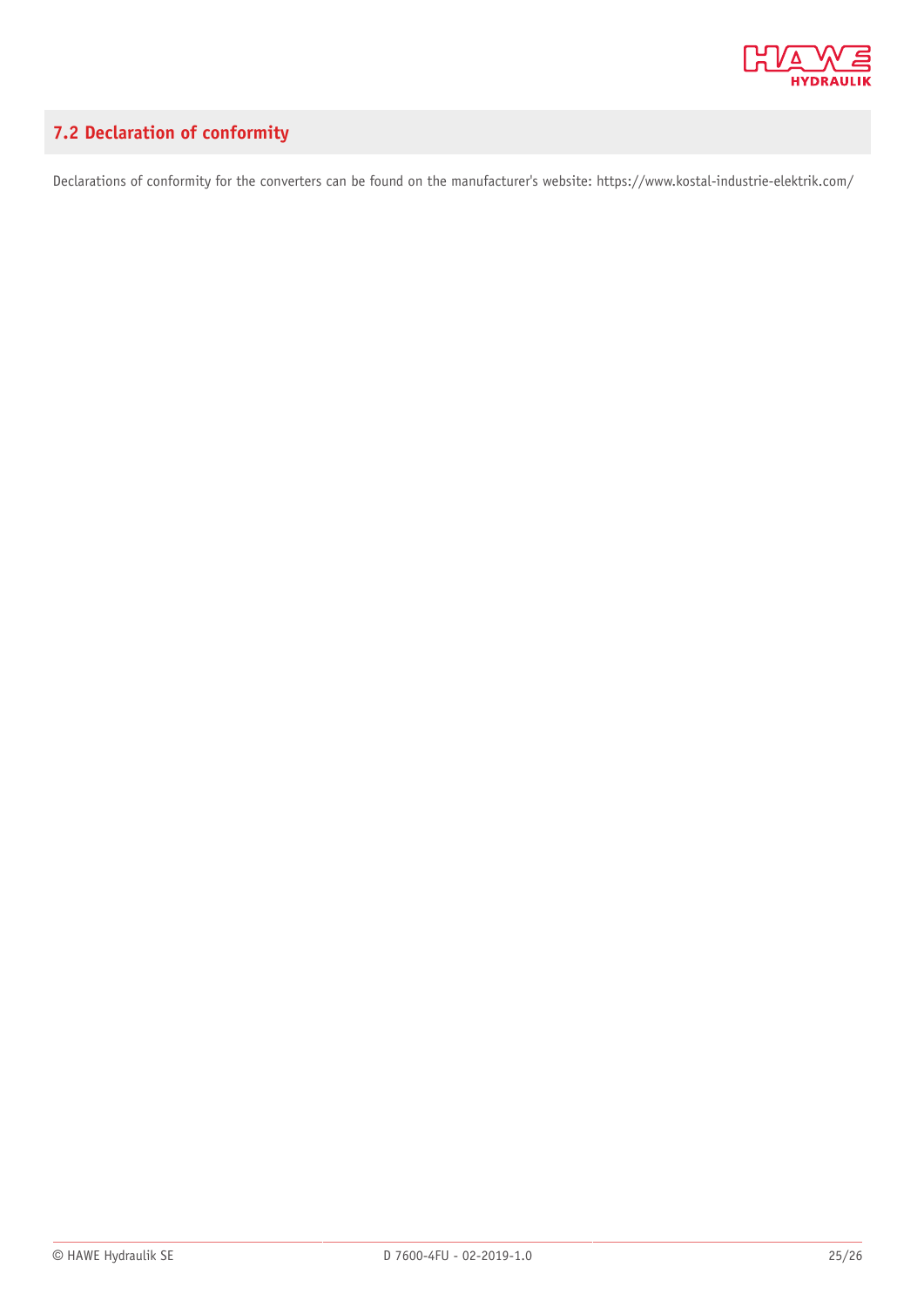## 7.2 Declaration of conformity

Declarations of conformity for the converters can be found on the manufacturer's website: https://www.kostal-industrie-elektrik.com/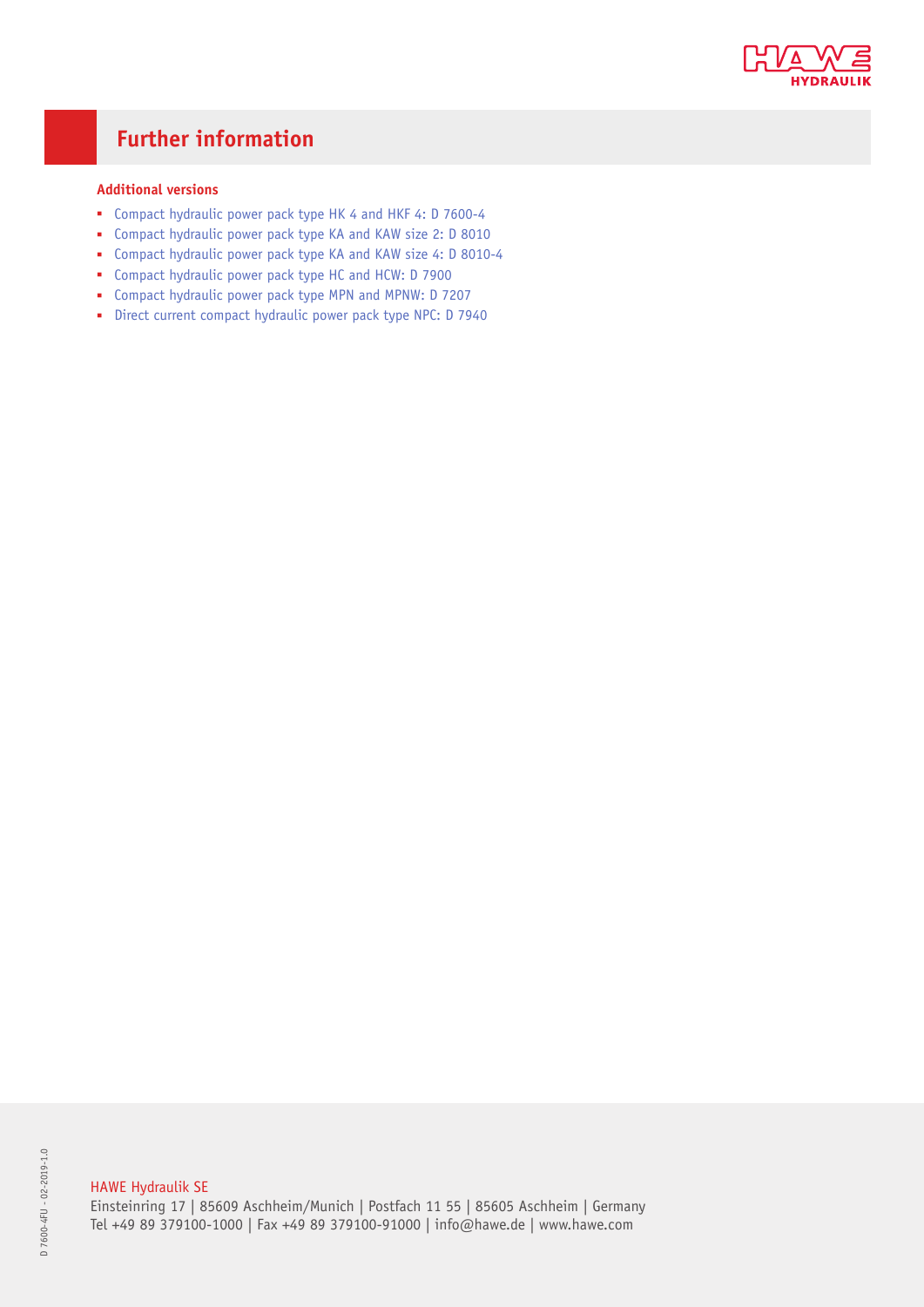# Further information

### Additional versions

- Compact hydraulic power pack type HK 4 and HKF 4: D 7600-4
- Compact hydraulic power pack type KA and KAW size 2: D 8010
- Compact hydraulic power pack type KA and KAW size 4: D 8010-4
- Compact hydraulic power pack type HC and HCW: D 7900
- Compact hydraulic power pack type MPN and MPNW: D 7207
- Direct current compact hydraulic power pack type NPC: D 7940

HAWE Hydraulik SE
Einsteinring 17 | 85609 Aschheim/Munich | Postfach 11 55 | 85605 Aschheim | Germany
Tel +49 89 379100-1000 | Fax +49 89 379100-91000 | info@hawe.de | www.hawe.com

D 7600-4FU - 02-2019-1.0